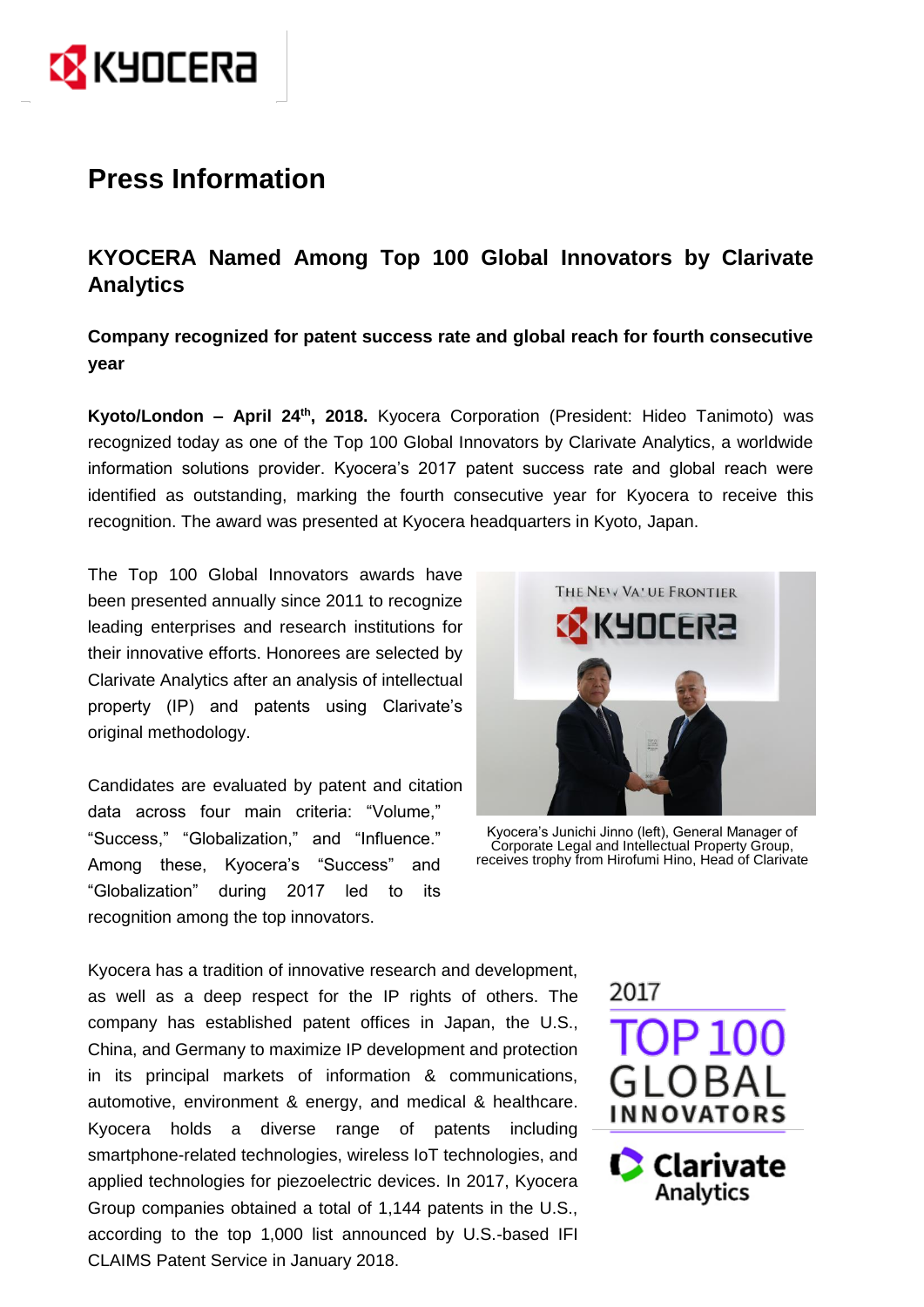# Press Information

## KYOCERA Named Among Top 100 Global Innovators by Clarivate Analytics

**Company recognized for patent success rate and global reach for fourth consecutive year**

**Kyoto/London – April 24th, 2018.** Kyocera Corporation (President: Hideo Tanimoto) was recognized today as one of the Top 100 Global Innovators by Clarivate Analytics, a worldwide information solutions provider. Kyocera's 2017 patent success rate and global reach were identified as outstanding, marking the fourth consecutive year for Kyocera to receive this recognition. The award was presented at Kyocera headquarters in Kyoto, Japan.

The Top 100 Global Innovators awards have been presented annually since 2011 to recognize leading enterprises and research institutions for their innovative efforts. Honorees are selected by Clarivate Analytics after an analysis of intellectual property (IP) and patents using Clarivate's original methodology.

Kyocera's Junichi Jinno (left), General Manager of Corporate Legal and Intellectual Property Group, receives trophy from Hirofumi Hino, Head of Clarivate

Candidates are evaluated by patent and citation data across four main criteria: "Volume," "Success," "Globalization," and "Influence." Among these, Kyocera's "Success" and "Globalization" during 2017 led to its recognition among the top innovators.

Kyocera has a tradition of innovative research and development, as well as a deep respect for the IP rights of others. The company has established patent offices in Japan, the U.S., China, and Germany to maximize IP development and protection in its principal markets of information & communications, automotive, environment & energy, and medical & healthcare. Kyocera holds a diverse range of patents including smartphone-related technologies, wireless IoT technologies, and applied technologies for piezoelectric devices. In 2017, Kyocera Group companies obtained a total of 1,144 patents in the U.S., according to the top 1,000 list announced by U.S.-based IFI CLAIMS Patent Service in January 2018.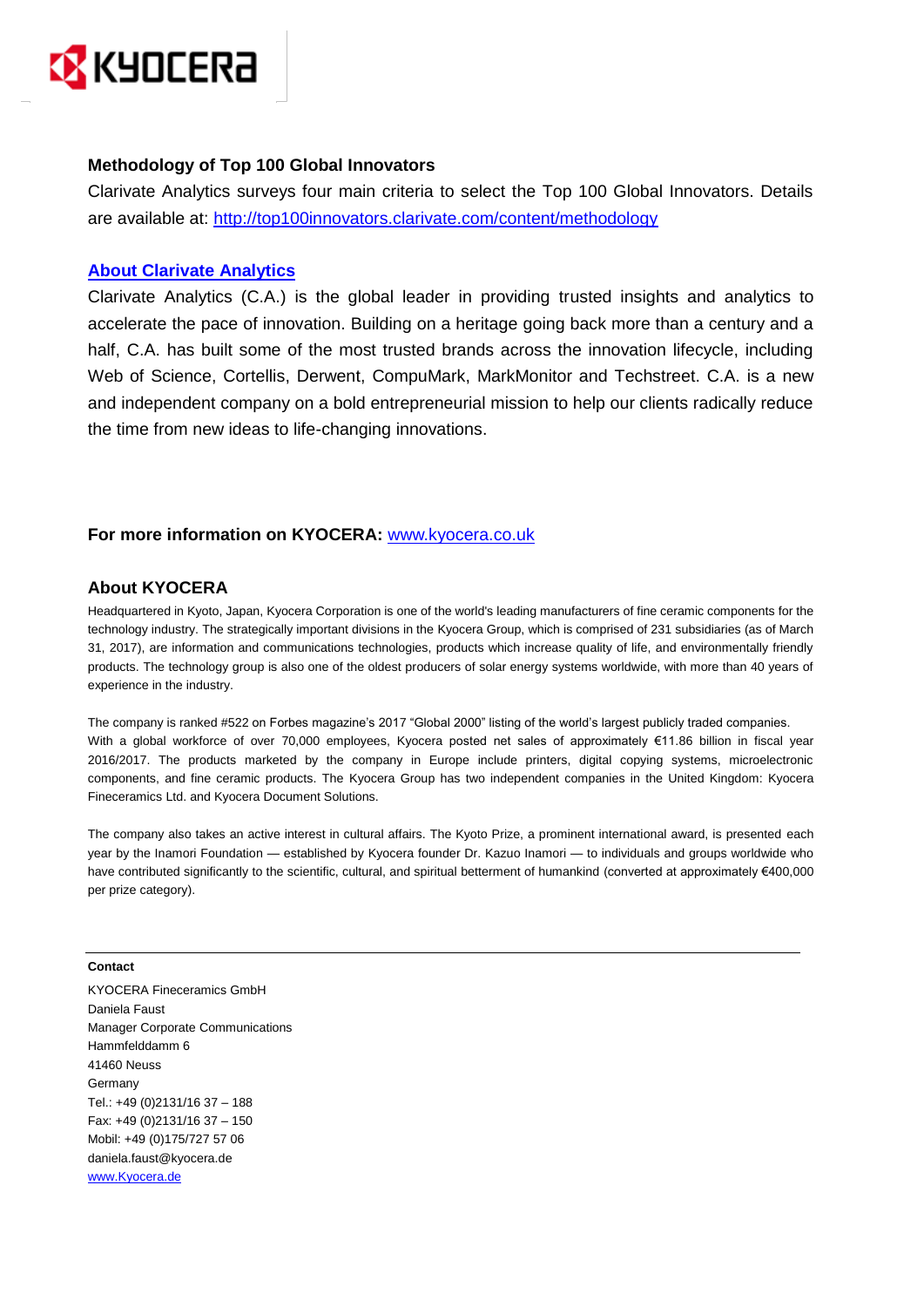### Methodology of Top 100 Global Innovators

Clarivate Analytics surveys four main criteria to select the Top 100 Global Innovators. Details are available at: http://top100innovators.clarivate.com/content/methodology

### About Clarivate Analytics

Clarivate Analytics (C.A.) is the global leader in providing trusted insights and analytics to accelerate the pace of innovation. Building on a heritage going back more than a century and a half, C.A. has built some of the most trusted brands across the innovation lifecycle, including Web of Science, Cortellis, Derwent, CompuMark, MarkMonitor and Techstreet. C.A. is a new and independent company on a bold entrepreneurial mission to help our clients radically reduce the time from new ideas to life-changing innovations.

**For more information on KYOCERA:** www.kyocera.co.uk

## About KYOCERA

Headquartered in Kyoto, Japan, Kyocera Corporation is one of the world's leading manufacturers of fine ceramic components for the technology industry. The strategically important divisions in the Kyocera Group, which is comprised of 231 subsidiaries (as of March 31, 2017), are information and communications technologies, products which increase quality of life, and environmentally friendly products. The technology group is also one of the oldest producers of solar energy systems worldwide, with more than 40 years of experience in the industry.

The company is ranked #522 on Forbes magazine's 2017 "Global 2000" listing of the world's largest publicly traded companies.
With a global workforce of over 70,000 employees, Kyocera posted net sales of approximately €11.86 billion in fiscal year 2016/2017. The products marketed by the company in Europe include printers, digital copying systems, microelectronic components, and fine ceramic products. The Kyocera Group has two independent companies in the United Kingdom: Kyocera Fineceramics Ltd. and Kyocera Document Solutions.

The company also takes an active interest in cultural affairs. The Kyoto Prize, a prominent international award, is presented each year by the Inamori Foundation — established by Kyocera founder Dr. Kazuo Inamori — to individuals and groups worldwide who have contributed significantly to the scientific, cultural, and spiritual betterment of humankind (converted at approximately €400,000 per prize category).

---

**Contact**

KYOCERA Fineceramics GmbH
Daniela Faust
Manager Corporate Communications
Hammfelddamm 6
41460 Neuss
Germany
Tel.: +49 (0)2131/16 37 – 188
Fax: +49 (0)2131/16 37 – 150
Mobil: +49 (0)175/727 57 06
daniela.faust@kyocera.de
www.Kyocera.de